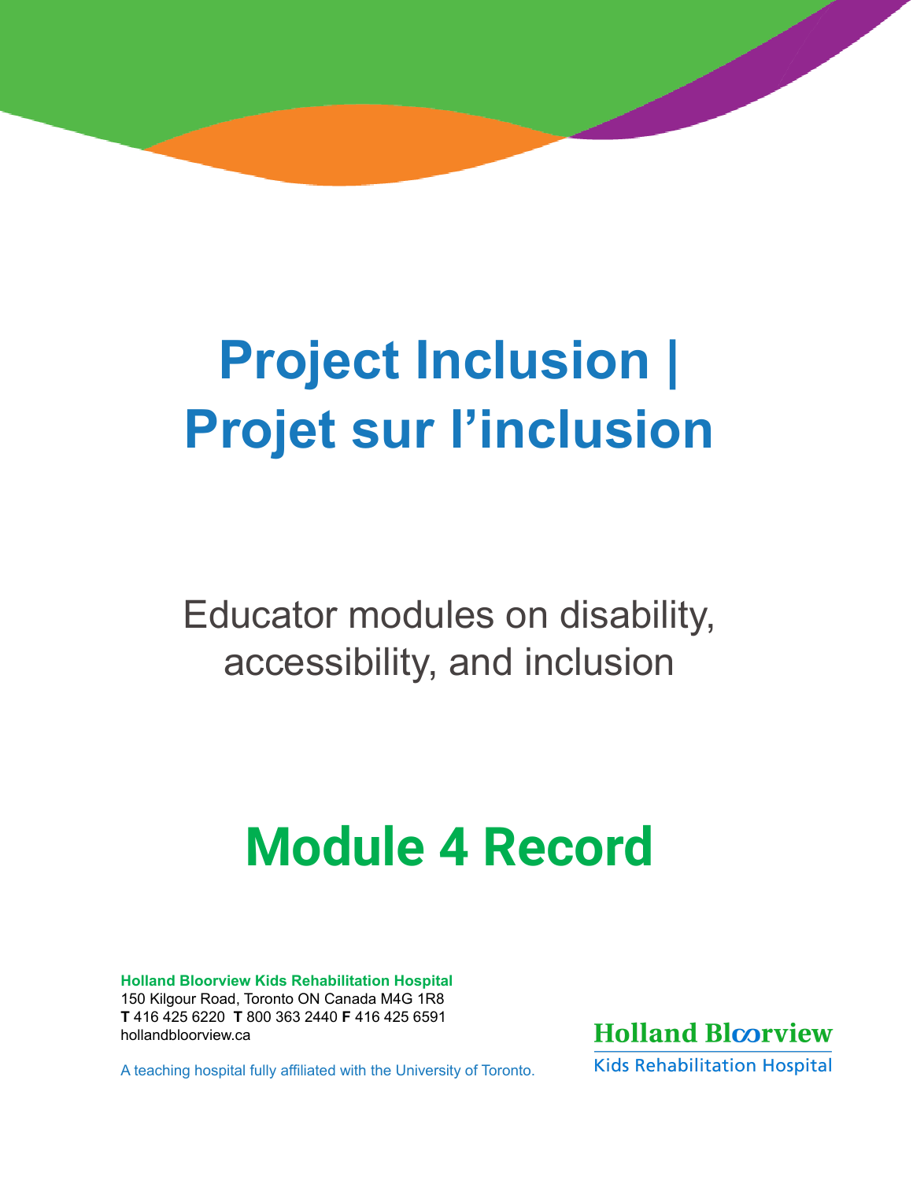# Project Inclusion | Projet sur l'inclusion

Educator modules on disability, accessibility, and inclusion

# Module 4 Record

**Holland Bloorview Kids Rehabilitation Hospital**
150 Kilgour Road, Toronto ON Canada M4G 1R8
**T** 416 425 6220 **T** 800 363 2440 **F** 416 425 6591
hollandbloorview.ca

A teaching hospital fully affiliated with the University of Toronto.

Holland Bloorview
Kids Rehabilitation Hospital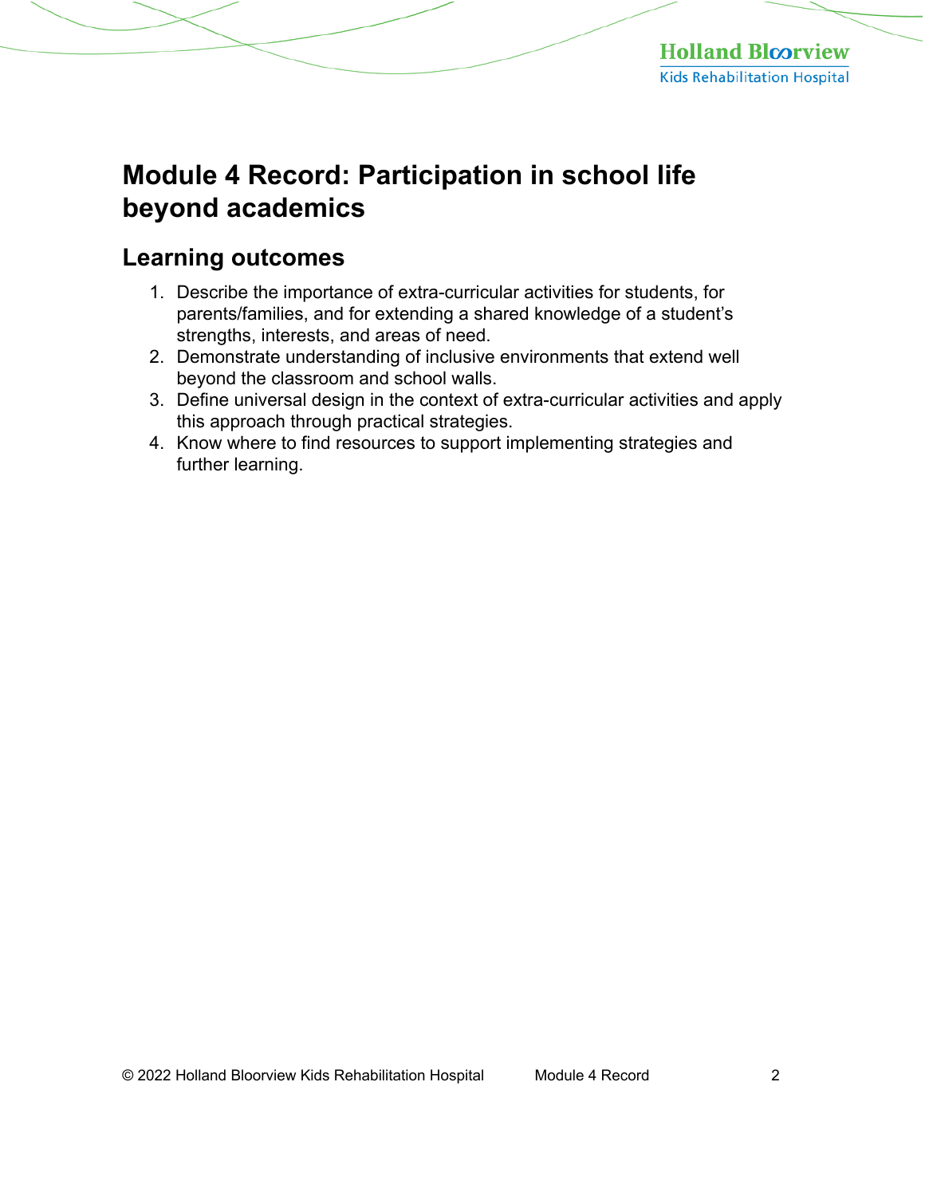# Module 4 Record: Participation in school life beyond academics

## Learning outcomes

1. Describe the importance of extra-curricular activities for students, for parents/families, and for extending a shared knowledge of a student's strengths, interests, and areas of need.
2. Demonstrate understanding of inclusive environments that extend well beyond the classroom and school walls.
3. Define universal design in the context of extra-curricular activities and apply this approach through practical strategies.
4. Know where to find resources to support implementing strategies and further learning.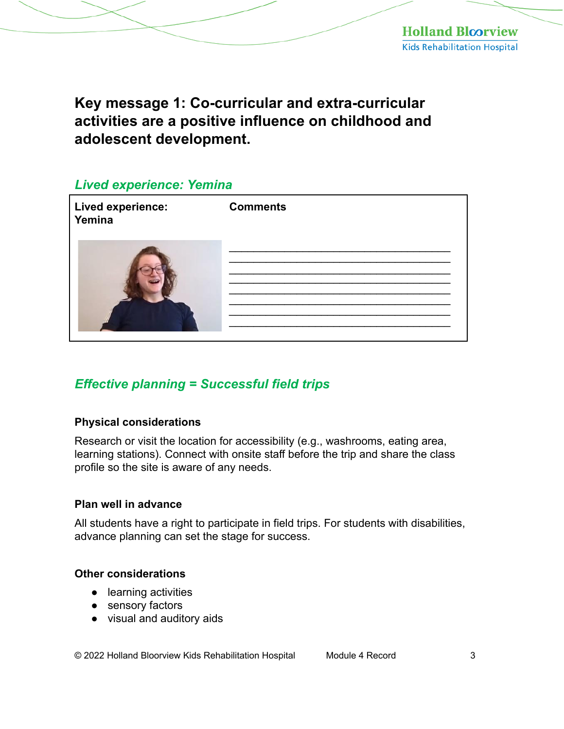# Key message 1: Co-curricular and extra-curricular activities are a positive influence on childhood and adolescent development.

## *Lived experience: Yemina*

| Lived experience: Yemina | Comments |
| --- | --- |
| | ________________________________________ ________________________________________ ________________________________________ ________________________________________ ________________________________________ ________________________________________ ________________________________________ ________________________________________ |

## *Effective planning = Successful field trips*

### Physical considerations

Research or visit the location for accessibility (e.g., washrooms, eating area, learning stations). Connect with onsite staff before the trip and share the class profile so the site is aware of any needs.

### Plan well in advance

All students have a right to participate in field trips. For students with disabilities, advance planning can set the stage for success.

### Other considerations

- learning activities
- sensory factors
- visual and auditory aids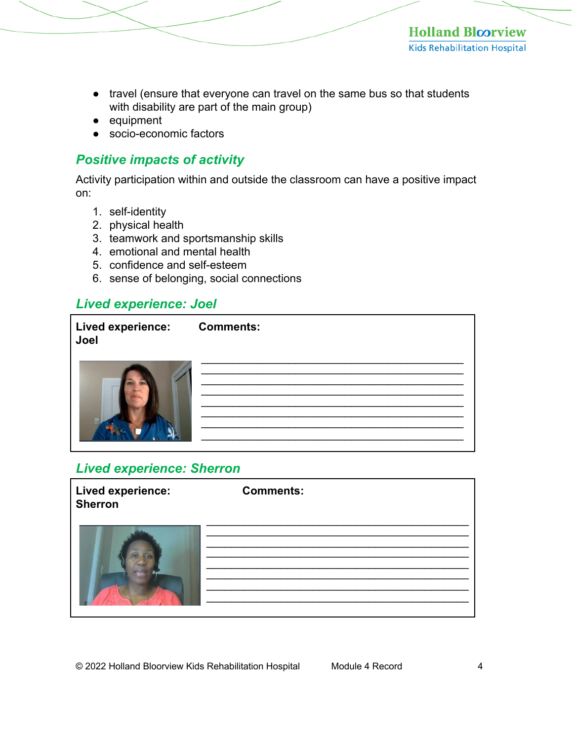- travel (ensure that everyone can travel on the same bus so that students with disability are part of the main group)
- equipment
- socio-economic factors

## *Positive impacts of activity*

Activity participation within and outside the classroom can have a positive impact on:

1. self-identity
2. physical health
3. teamwork and sportsmanship skills
4. emotional and mental health
5. confidence and self-esteem
6. sense of belonging, social connections

## *Lived experience: Joel*

| **Lived experience: Joel** | **Comments:** |
|---|---|
| | ______________________________________________<br>______________________________________________<br>______________________________________________<br>______________________________________________<br>______________________________________________<br>______________________________________________<br>______________________________________________<br>______________________________________________ |

## *Lived experience: Sherron*

| **Lived experience: Sherron** | **Comments:** |
|---|---|
| | ______________________________________________<br>______________________________________________<br>______________________________________________<br>______________________________________________<br>______________________________________________<br>______________________________________________<br>______________________________________________<br>______________________________________________ |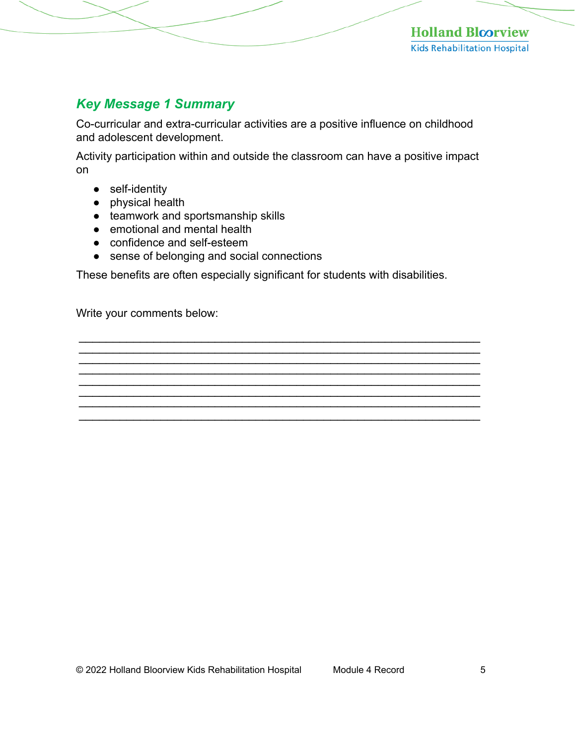## *Key Message 1 Summary*

Co-curricular and extra-curricular activities are a positive influence on childhood and adolescent development.

Activity participation within and outside the classroom can have a positive impact on

- self-identity
- physical health
- teamwork and sportsmanship skills
- emotional and mental health
- confidence and self-esteem
- sense of belonging and social connections

These benefits are often especially significant for students with disabilities.

Write your comments below:

___________________________________________________________

___________________________________________________________

___________________________________________________________

___________________________________________________________

___________________________________________________________

___________________________________________________________

___________________________________________________________

___________________________________________________________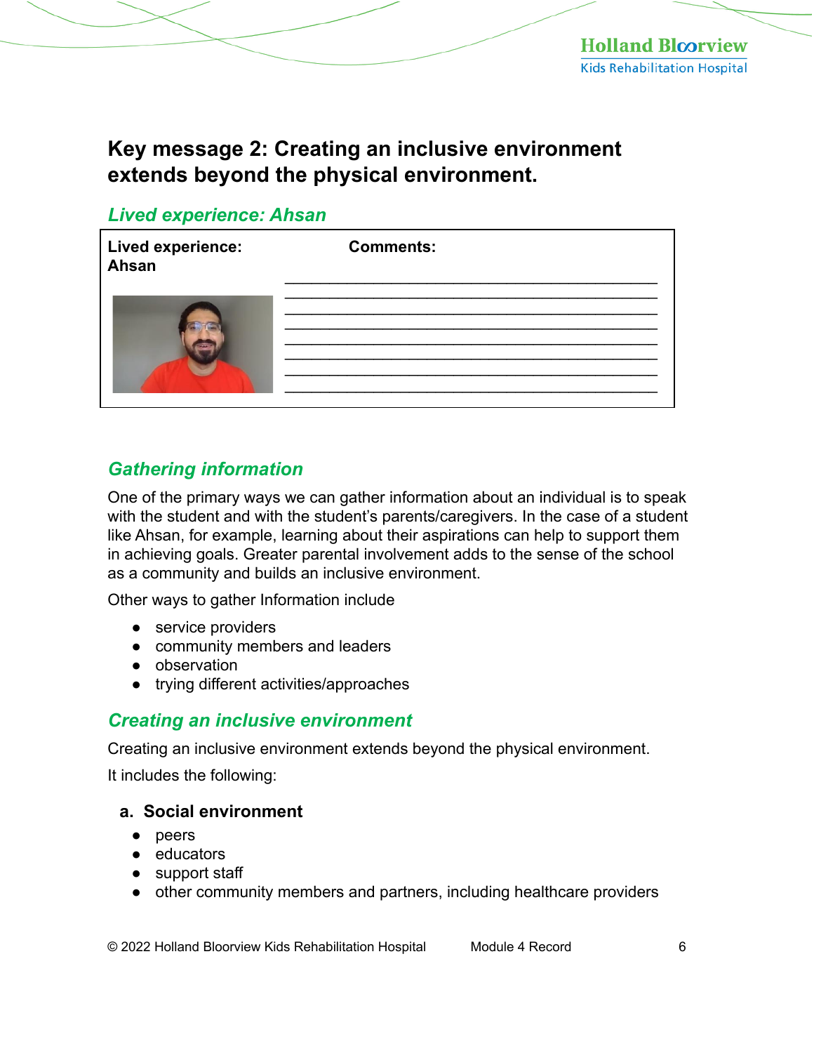## Key message 2: Creating an inclusive environment extends beyond the physical environment.

### *Lived experience: Ahsan*

| Lived experience: Ahsan | Comments: |
|---|---|
| | _______________________________________________ |
| | _______________________________________________ |
| | _______________________________________________ |
| | _______________________________________________ |
| | _______________________________________________ |
| | _______________________________________________ |
| | _______________________________________________ |
| | _______________________________________________ |

### *Gathering information*

One of the primary ways we can gather information about an individual is to speak with the student and with the student's parents/caregivers. In the case of a student like Ahsan, for example, learning about their aspirations can help to support them in achieving goals. Greater parental involvement adds to the sense of the school as a community and builds an inclusive environment.

Other ways to gather Information include

- service providers
- community members and leaders
- observation
- trying different activities/approaches

### *Creating an inclusive environment*

Creating an inclusive environment extends beyond the physical environment.

It includes the following:

#### a. Social environment

- peers
- educators
- support staff
- other community members and partners, including healthcare providers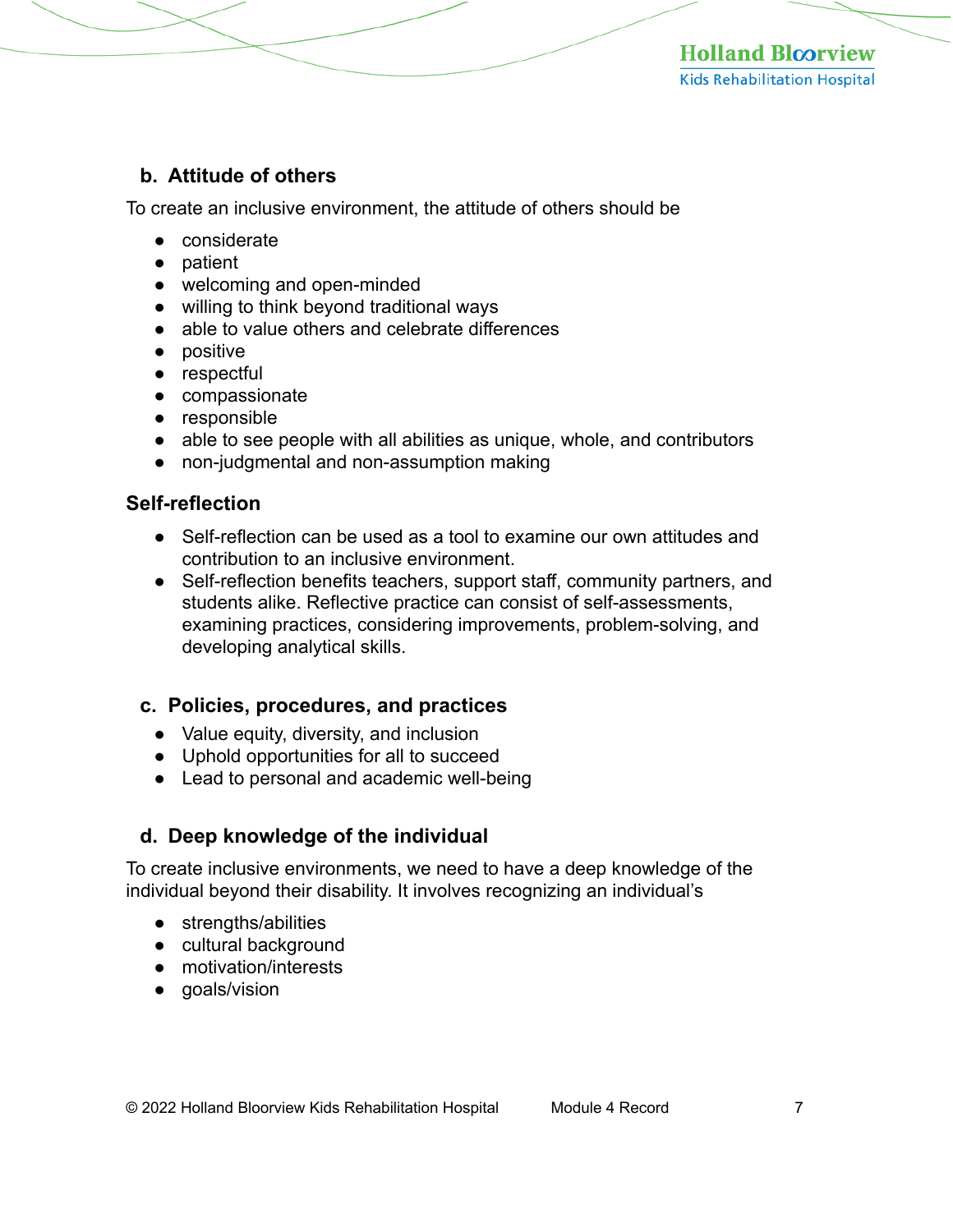### b. Attitude of others

To create an inclusive environment, the attitude of others should be

- considerate
- patient
- welcoming and open-minded
- willing to think beyond traditional ways
- able to value others and celebrate differences
- positive
- respectful
- compassionate
- responsible
- able to see people with all abilities as unique, whole, and contributors
- non-judgmental and non-assumption making

### Self-reflection

- Self-reflection can be used as a tool to examine our own attitudes and contribution to an inclusive environment.
- Self-reflection benefits teachers, support staff, community partners, and students alike. Reflective practice can consist of self-assessments, examining practices, considering improvements, problem-solving, and developing analytical skills.

### c. Policies, procedures, and practices

- Value equity, diversity, and inclusion
- Uphold opportunities for all to succeed
- Lead to personal and academic well-being

### d. Deep knowledge of the individual

To create inclusive environments, we need to have a deep knowledge of the individual beyond their disability. It involves recognizing an individual's

- strengths/abilities
- cultural background
- motivation/interests
- goals/vision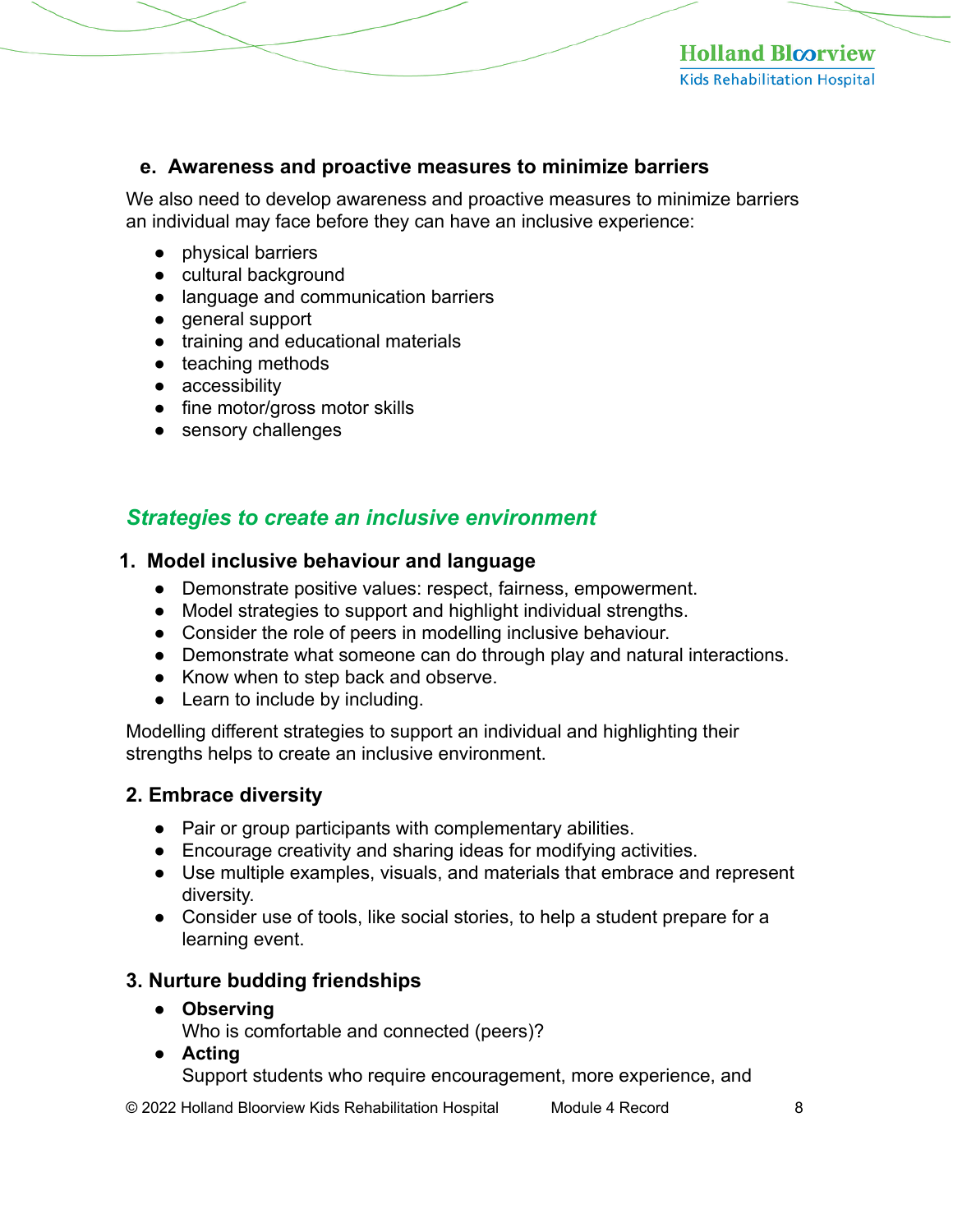### e. Awareness and proactive measures to minimize barriers

We also need to develop awareness and proactive measures to minimize barriers an individual may face before they can have an inclusive experience:

- physical barriers
- cultural background
- language and communication barriers
- general support
- training and educational materials
- teaching methods
- accessibility
- fine motor/gross motor skills
- sensory challenges

## *Strategies to create an inclusive environment*

### 1. Model inclusive behaviour and language

- Demonstrate positive values: respect, fairness, empowerment.
- Model strategies to support and highlight individual strengths.
- Consider the role of peers in modelling inclusive behaviour.
- Demonstrate what someone can do through play and natural interactions.
- Know when to step back and observe.
- Learn to include by including.

Modelling different strategies to support an individual and highlighting their strengths helps to create an inclusive environment.

### 2. Embrace diversity

- Pair or group participants with complementary abilities.
- Encourage creativity and sharing ideas for modifying activities.
- Use multiple examples, visuals, and materials that embrace and represent diversity.
- Consider use of tools, like social stories, to help a student prepare for a learning event.

### 3. Nurture budding friendships

- **Observing**
  Who is comfortable and connected (peers)?
- **Acting**
  Support students who require encouragement, more experience, and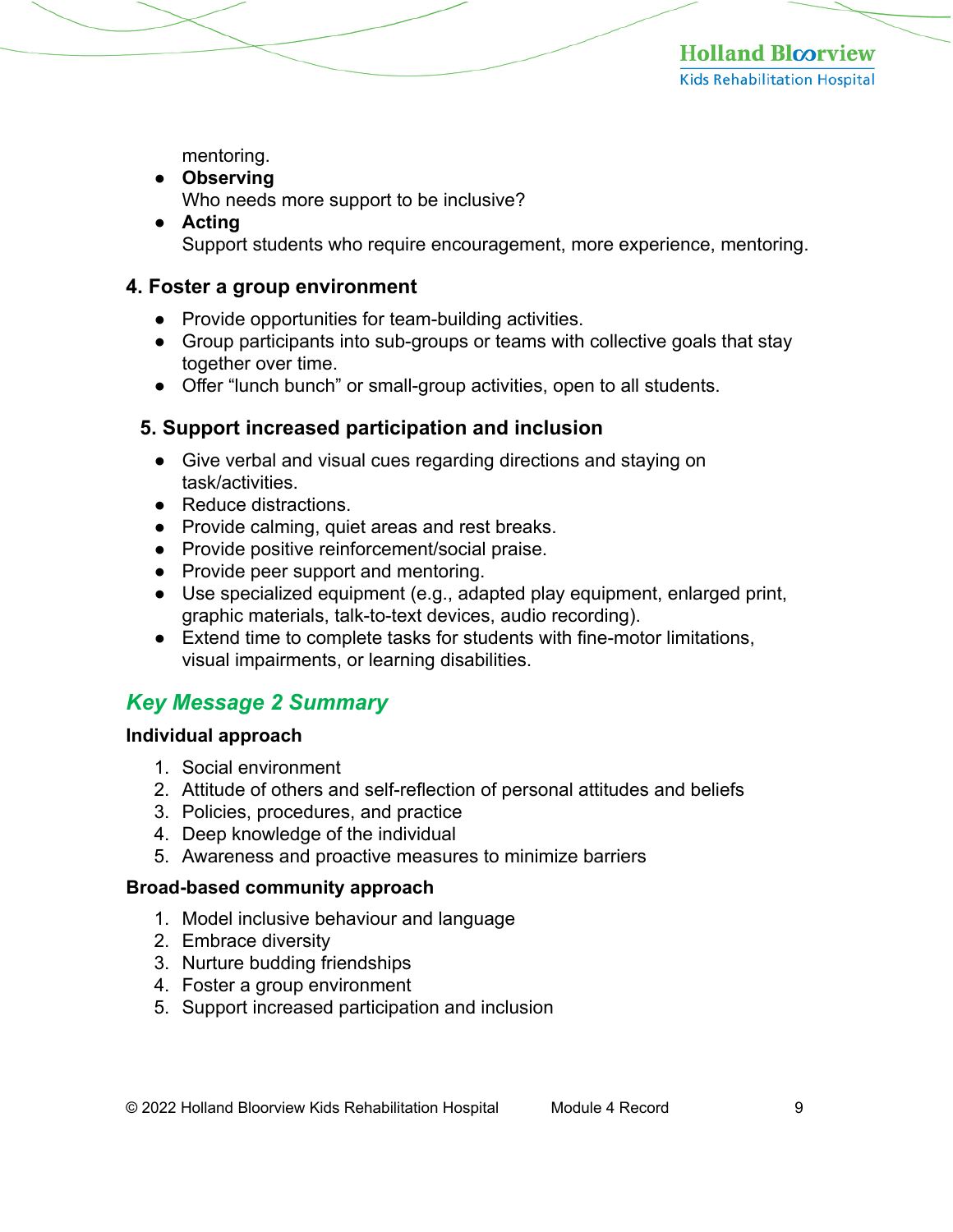mentoring.

- **Observing**
  Who needs more support to be inclusive?
- **Acting**
  Support students who require encouragement, more experience, mentoring.

### 4. Foster a group environment

- Provide opportunities for team-building activities.
- Group participants into sub-groups or teams with collective goals that stay together over time.
- Offer “lunch bunch” or small-group activities, open to all students.

### 5. Support increased participation and inclusion

- Give verbal and visual cues regarding directions and staying on task/activities.
- Reduce distractions.
- Provide calming, quiet areas and rest breaks.
- Provide positive reinforcement/social praise.
- Provide peer support and mentoring.
- Use specialized equipment (e.g., adapted play equipment, enlarged print, graphic materials, talk-to-text devices, audio recording).
- Extend time to complete tasks for students with fine-motor limitations, visual impairments, or learning disabilities.

## *Key Message 2 Summary*

**Individual approach**

1. Social environment
2. Attitude of others and self-reflection of personal attitudes and beliefs
3. Policies, procedures, and practice
4. Deep knowledge of the individual
5. Awareness and proactive measures to minimize barriers

**Broad-based community approach**

1. Model inclusive behaviour and language
2. Embrace diversity
3. Nurture budding friendships
4. Foster a group environment
5. Support increased participation and inclusion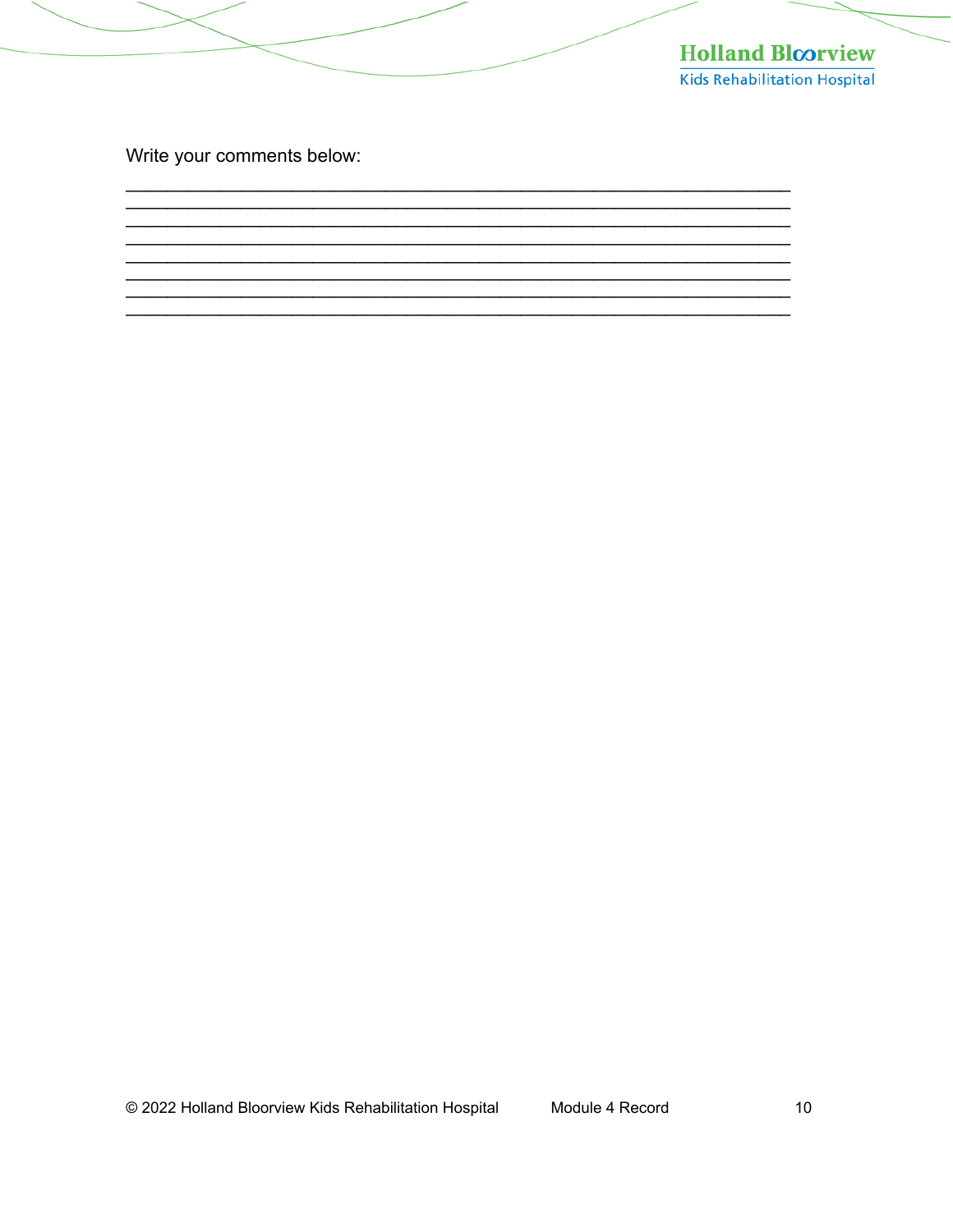Write your comments below:

________________________________________________________________________
________________________________________________________________________
________________________________________________________________________
________________________________________________________________________
________________________________________________________________________
________________________________________________________________________
________________________________________________________________________
________________________________________________________________________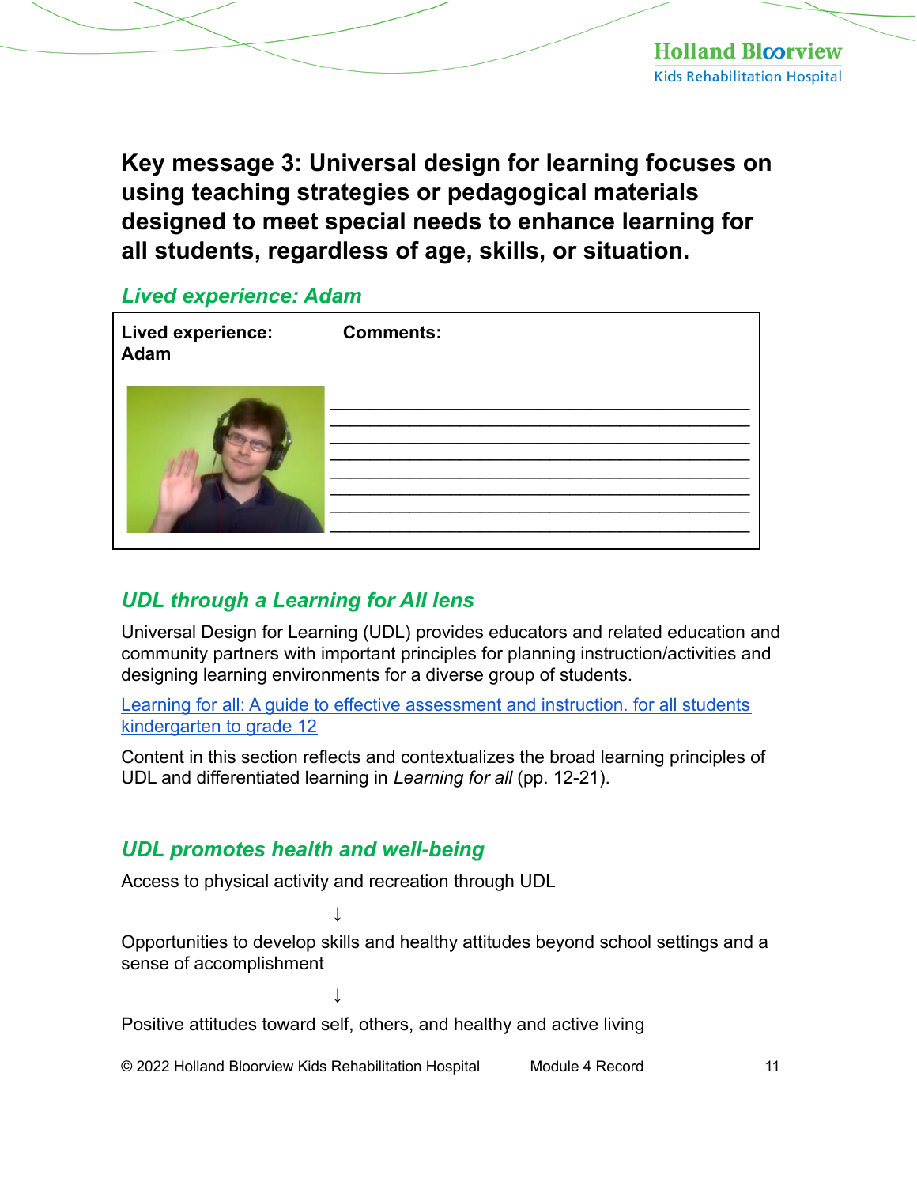## Key message 3: Universal design for learning focuses on using teaching strategies or pedagogical materials designed to meet special needs to enhance learning for all students, regardless of age, skills, or situation.

### *Lived experience: Adam*

| Lived experience: Adam | Comments: |
| --- | --- |
| | ___________________________________________<br>___________________________________________<br>___________________________________________<br>___________________________________________<br>___________________________________________<br>___________________________________________<br>___________________________________________<br>___________________________________________ |

### *UDL through a Learning for All lens*

Universal Design for Learning (UDL) provides educators and related education and community partners with important principles for planning instruction/activities and designing learning environments for a diverse group of students.

[Learning for all: A guide to effective assessment and instruction. for all students kindergarten to grade 12]

Content in this section reflects and contextualizes the broad learning principles of UDL and differentiated learning in *Learning for all* (pp. 12-21).

### *UDL promotes health and well-being*

Access to physical activity and recreation through UDL

↓

Opportunities to develop skills and healthy attitudes beyond school settings and a sense of accomplishment

↓

Positive attitudes toward self, others, and healthy and active living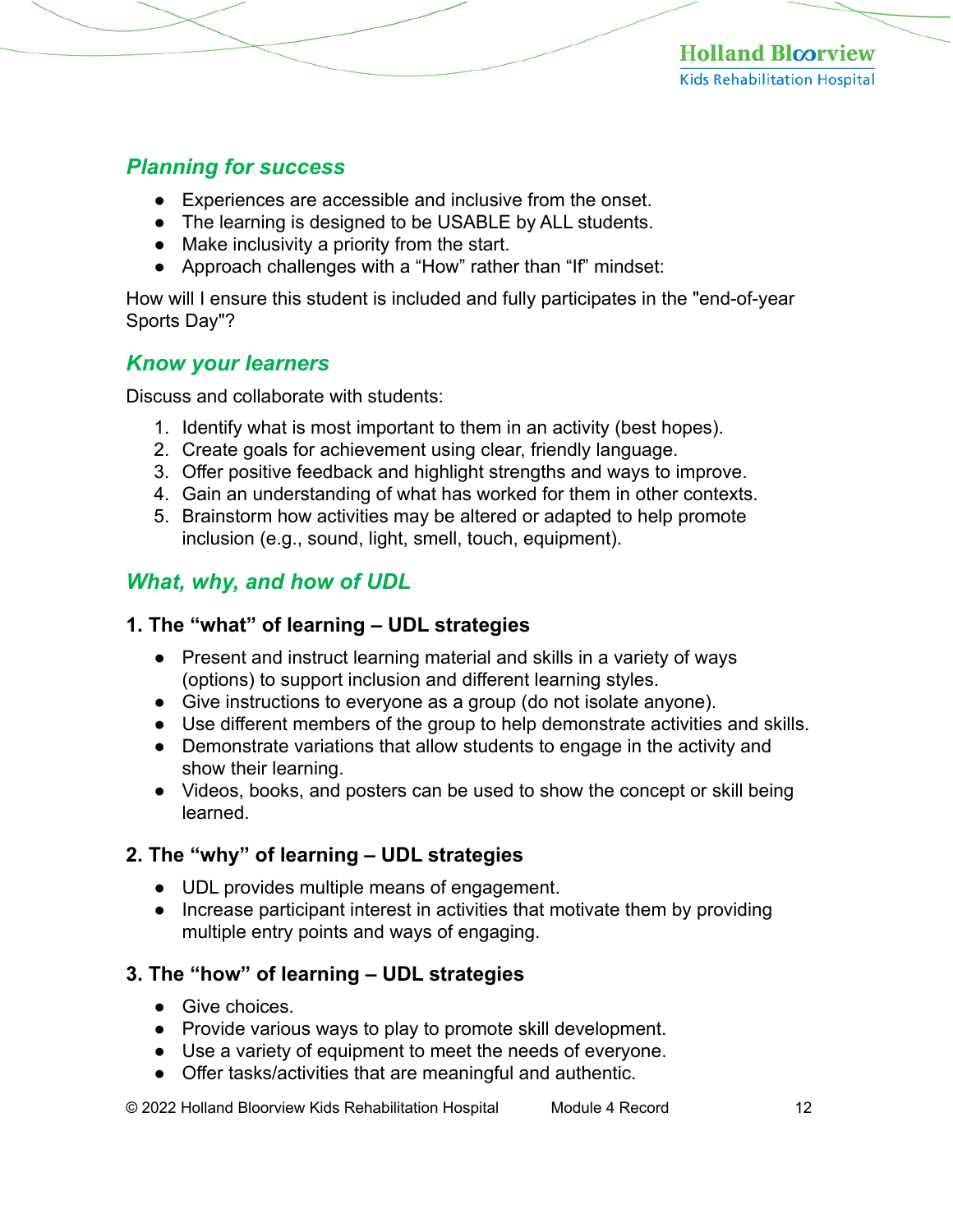## *Planning for success*

- Experiences are accessible and inclusive from the onset.
- The learning is designed to be USABLE by ALL students.
- Make inclusivity a priority from the start.
- Approach challenges with a "How" rather than "If" mindset:

How will I ensure this student is included and fully participates in the "end-of-year Sports Day"?

## *Know your learners*

Discuss and collaborate with students:

1. Identify what is most important to them in an activity (best hopes).
2. Create goals for achievement using clear, friendly language.
3. Offer positive feedback and highlight strengths and ways to improve.
4. Gain an understanding of what has worked for them in other contexts.
5. Brainstorm how activities may be altered or adapted to help promote inclusion (e.g., sound, light, smell, touch, equipment).

## *What, why, and how of UDL*

### 1. The "what" of learning – UDL strategies

- Present and instruct learning material and skills in a variety of ways (options) to support inclusion and different learning styles.
- Give instructions to everyone as a group (do not isolate anyone).
- Use different members of the group to help demonstrate activities and skills.
- Demonstrate variations that allow students to engage in the activity and show their learning.
- Videos, books, and posters can be used to show the concept or skill being learned.

### 2. The "why" of learning – UDL strategies

- UDL provides multiple means of engagement.
- Increase participant interest in activities that motivate them by providing multiple entry points and ways of engaging.

### 3. The "how" of learning – UDL strategies

- Give choices.
- Provide various ways to play to promote skill development.
- Use a variety of equipment to meet the needs of everyone.
- Offer tasks/activities that are meaningful and authentic.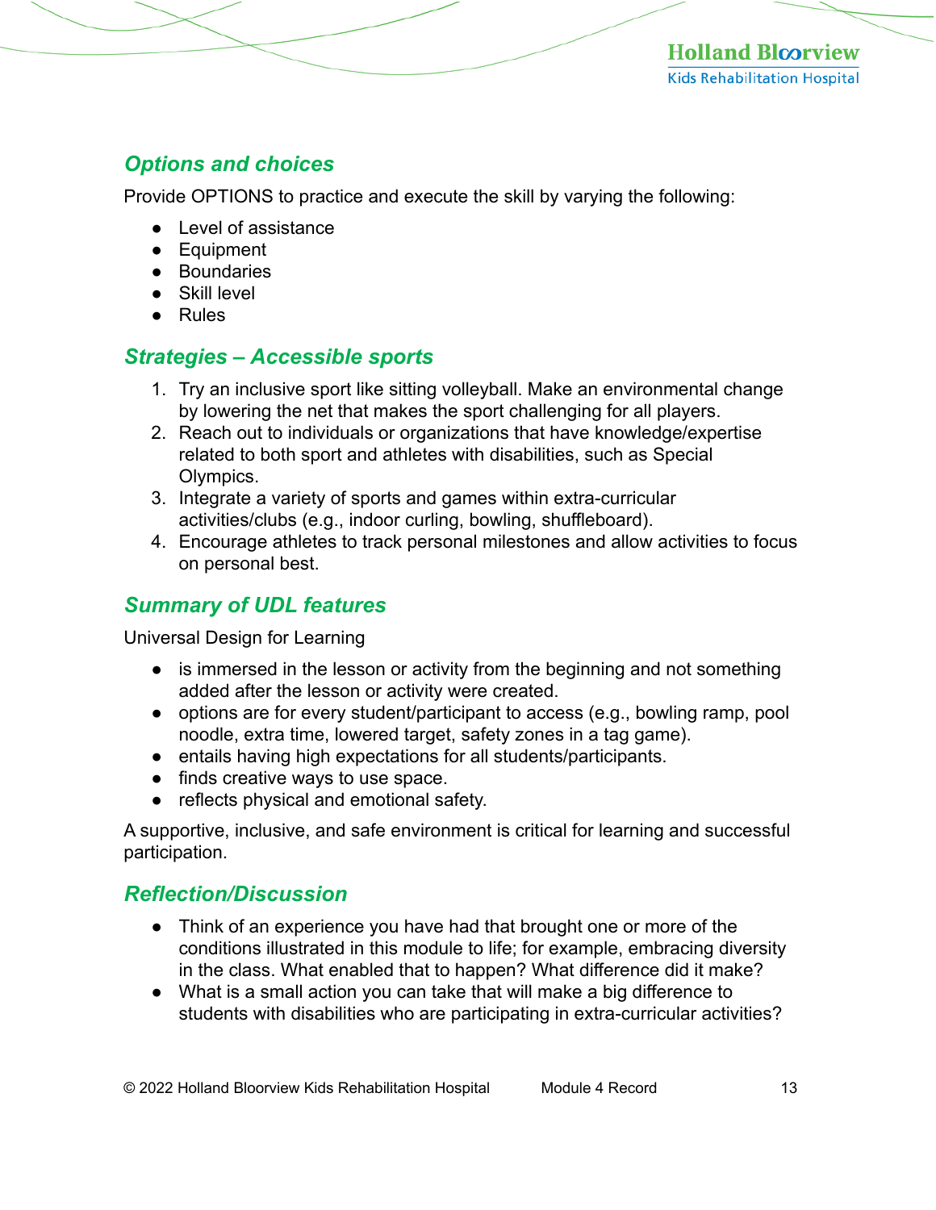## *Options and choices*

Provide OPTIONS to practice and execute the skill by varying the following:

- Level of assistance
- Equipment
- Boundaries
- Skill level
- Rules

## *Strategies – Accessible sports*

1. Try an inclusive sport like sitting volleyball. Make an environmental change by lowering the net that makes the sport challenging for all players.
2. Reach out to individuals or organizations that have knowledge/expertise related to both sport and athletes with disabilities, such as Special Olympics.
3. Integrate a variety of sports and games within extra-curricular activities/clubs (e.g., indoor curling, bowling, shuffleboard).
4. Encourage athletes to track personal milestones and allow activities to focus on personal best.

## *Summary of UDL features*

Universal Design for Learning

- is immersed in the lesson or activity from the beginning and not something added after the lesson or activity were created.
- options are for every student/participant to access (e.g., bowling ramp, pool noodle, extra time, lowered target, safety zones in a tag game).
- entails having high expectations for all students/participants.
- finds creative ways to use space.
- reflects physical and emotional safety.

A supportive, inclusive, and safe environment is critical for learning and successful participation.

## *Reflection/Discussion*

- Think of an experience you have had that brought one or more of the conditions illustrated in this module to life; for example, embracing diversity in the class. What enabled that to happen? What difference did it make?
- What is a small action you can take that will make a big difference to students with disabilities who are participating in extra-curricular activities?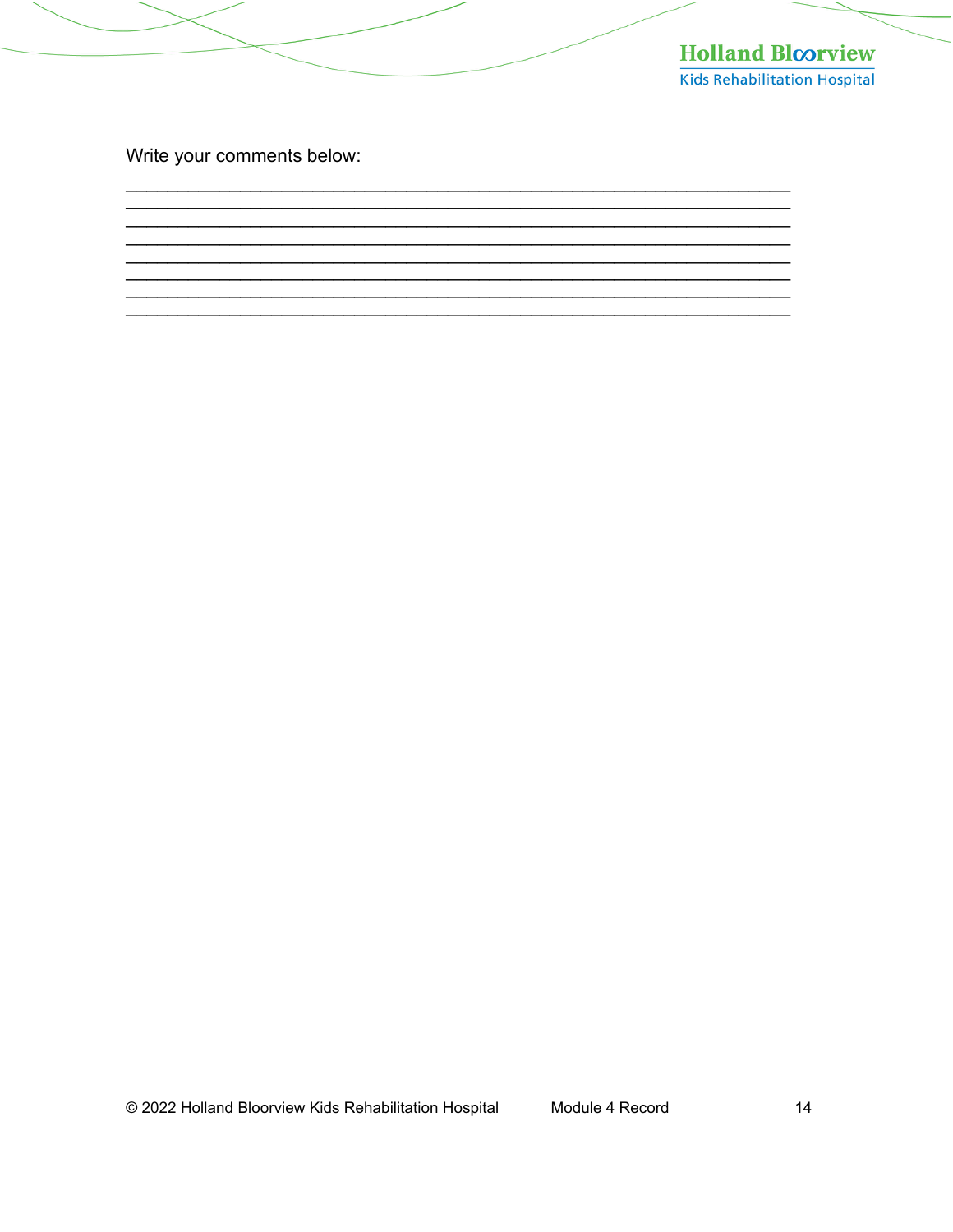Write your comments below:

\_\_\_\_\_\_\_\_\_\_\_\_\_\_\_\_\_\_\_\_\_\_\_\_\_\_\_\_\_\_\_\_\_\_\_\_\_\_\_\_\_\_\_\_\_\_\_\_\_\_\_\_\_\_\_\_\_\_\_\_\_\_\_\_\_\_\_\_\_\_\_\_

\_\_\_\_\_\_\_\_\_\_\_\_\_\_\_\_\_\_\_\_\_\_\_\_\_\_\_\_\_\_\_\_\_\_\_\_\_\_\_\_\_\_\_\_\_\_\_\_\_\_\_\_\_\_\_\_\_\_\_\_\_\_\_\_\_\_\_\_\_\_\_\_

\_\_\_\_\_\_\_\_\_\_\_\_\_\_\_\_\_\_\_\_\_\_\_\_\_\_\_\_\_\_\_\_\_\_\_\_\_\_\_\_\_\_\_\_\_\_\_\_\_\_\_\_\_\_\_\_\_\_\_\_\_\_\_\_\_\_\_\_\_\_\_\_

\_\_\_\_\_\_\_\_\_\_\_\_\_\_\_\_\_\_\_\_\_\_\_\_\_\_\_\_\_\_\_\_\_\_\_\_\_\_\_\_\_\_\_\_\_\_\_\_\_\_\_\_\_\_\_\_\_\_\_\_\_\_\_\_\_\_\_\_\_\_\_\_

\_\_\_\_\_\_\_\_\_\_\_\_\_\_\_\_\_\_\_\_\_\_\_\_\_\_\_\_\_\_\_\_\_\_\_\_\_\_\_\_\_\_\_\_\_\_\_\_\_\_\_\_\_\_\_\_\_\_\_\_\_\_\_\_\_\_\_\_\_\_\_\_

\_\_\_\_\_\_\_\_\_\_\_\_\_\_\_\_\_\_\_\_\_\_\_\_\_\_\_\_\_\_\_\_\_\_\_\_\_\_\_\_\_\_\_\_\_\_\_\_\_\_\_\_\_\_\_\_\_\_\_\_\_\_\_\_\_\_\_\_\_\_\_\_

\_\_\_\_\_\_\_\_\_\_\_\_\_\_\_\_\_\_\_\_\_\_\_\_\_\_\_\_\_\_\_\_\_\_\_\_\_\_\_\_\_\_\_\_\_\_\_\_\_\_\_\_\_\_\_\_\_\_\_\_\_\_\_\_\_\_\_\_\_\_\_\_

\_\_\_\_\_\_\_\_\_\_\_\_\_\_\_\_\_\_\_\_\_\_\_\_\_\_\_\_\_\_\_\_\_\_\_\_\_\_\_\_\_\_\_\_\_\_\_\_\_\_\_\_\_\_\_\_\_\_\_\_\_\_\_\_\_\_\_\_\_\_\_\_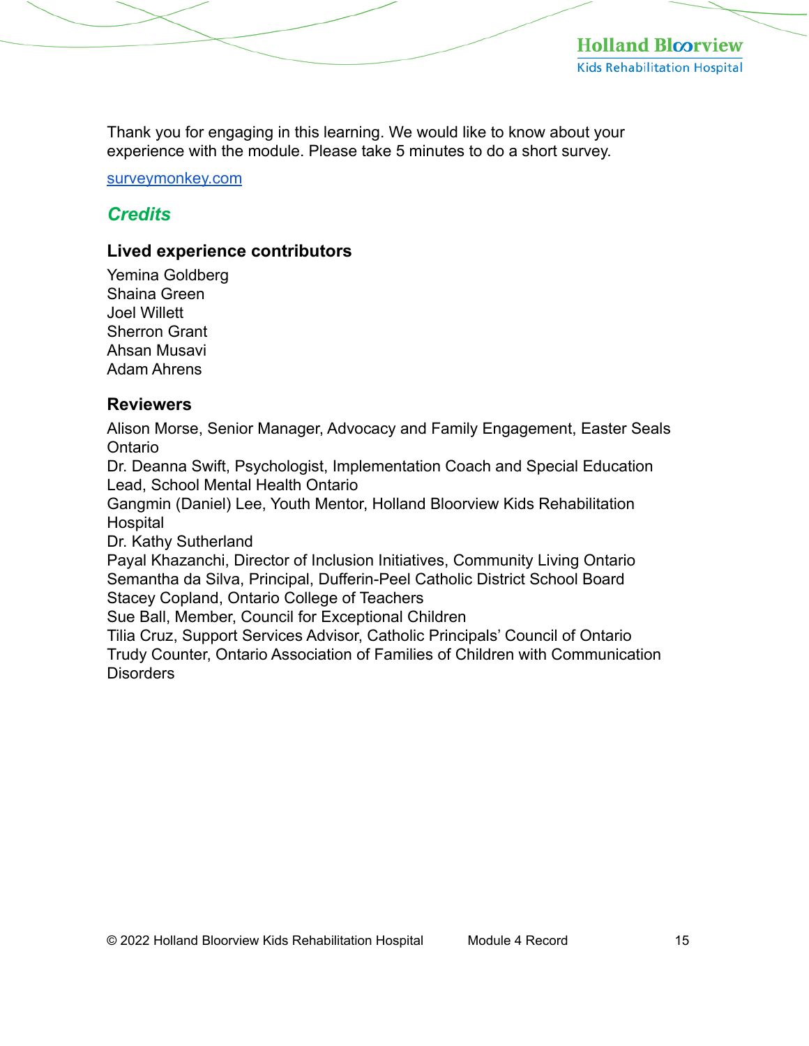Thank you for engaging in this learning. We would like to know about your experience with the module. Please take 5 minutes to do a short survey.

[surveymonkey.com](surveymonkey.com)

## *Credits*

### Lived experience contributors

Yemina Goldberg
Shaina Green
Joel Willett
Sherron Grant
Ahsan Musavi
Adam Ahrens

### Reviewers

Alison Morse, Senior Manager, Advocacy and Family Engagement, Easter Seals Ontario
Dr. Deanna Swift, Psychologist, Implementation Coach and Special Education Lead, School Mental Health Ontario
Gangmin (Daniel) Lee, Youth Mentor, Holland Bloorview Kids Rehabilitation Hospital
Dr. Kathy Sutherland
Payal Khazanchi, Director of Inclusion Initiatives, Community Living Ontario
Semantha da Silva, Principal, Dufferin-Peel Catholic District School Board
Stacey Copland, Ontario College of Teachers
Sue Ball, Member, Council for Exceptional Children
Tilia Cruz, Support Services Advisor, Catholic Principals' Council of Ontario
Trudy Counter, Ontario Association of Families of Children with Communication Disorders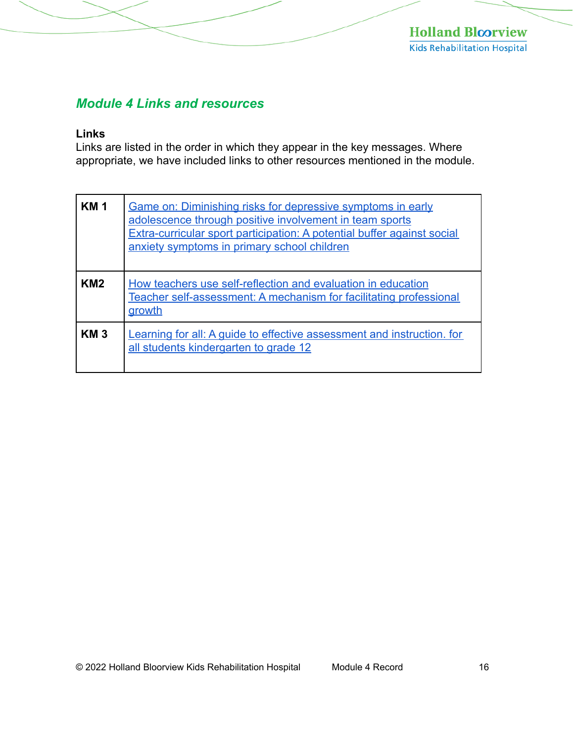## *Module 4 Links and resources*

**Links**

Links are listed in the order in which they appear in the key messages. Where appropriate, we have included links to other resources mentioned in the module.

| | |
|---|---|
| **KM 1** | Game on: Diminishing risks for depressive symptoms in early adolescence through positive involvement in team sports<br>Extra-curricular sport participation: A potential buffer against social anxiety symptoms in primary school children |
| **KM2** | How teachers use self-reflection and evaluation in education<br>Teacher self-assessment: A mechanism for facilitating professional growth |
| **KM 3** | Learning for all: A guide to effective assessment and instruction. for all students kindergarten to grade 12 |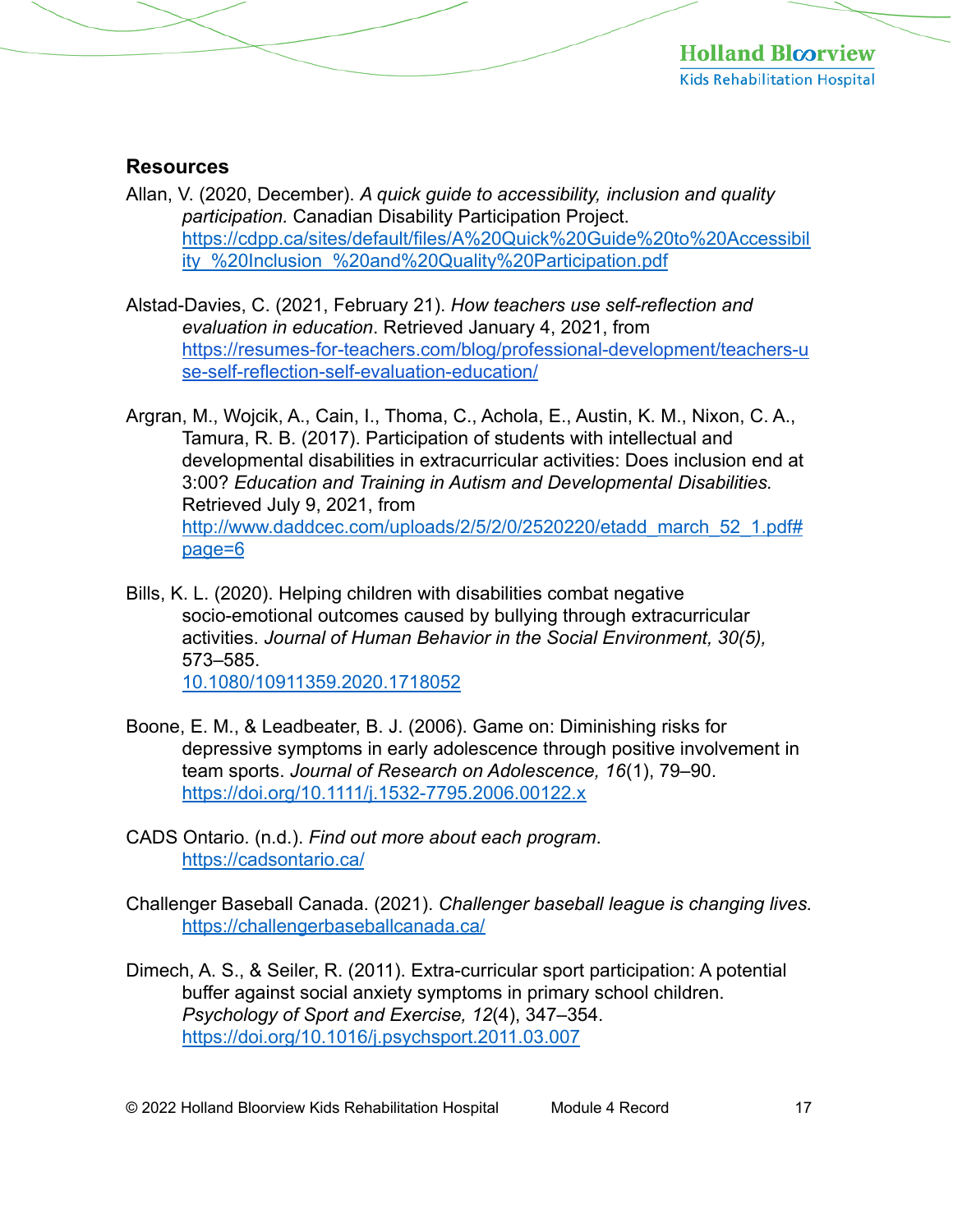## Resources

Allan, V. (2020, December). *A quick guide to accessibility, inclusion and quality participation.* Canadian Disability Participation Project. https://cdpp.ca/sites/default/files/A%20Quick%20Guide%20to%20Accessibility_%20Inclusion_%20and%20Quality%20Participation.pdf

Alstad-Davies, C. (2021, February 21). *How teachers use self-reflection and evaluation in education*. Retrieved January 4, 2021, from https://resumes-for-teachers.com/blog/professional-development/teachers-use-self-reflection-self-evaluation-education/

Argran, M., Wojcik, A., Cain, I., Thoma, C., Achola, E., Austin, K. M., Nixon, C. A., Tamura, R. B. (2017). Participation of students with intellectual and developmental disabilities in extracurricular activities: Does inclusion end at 3:00? *Education and Training in Autism and Developmental Disabilities.* Retrieved July 9, 2021, from http://www.daddcec.com/uploads/2/5/2/0/2520220/etadd_march_52_1.pdf#page=6

Bills, K. L. (2020). Helping children with disabilities combat negative socio-emotional outcomes caused by bullying through extracurricular activities. *Journal of Human Behavior in the Social Environment, 30(5),* 573–585. 10.1080/10911359.2020.1718052

Boone, E. M., & Leadbeater, B. J. (2006). Game on: Diminishing risks for depressive symptoms in early adolescence through positive involvement in team sports. *Journal of Research on Adolescence, 16*(1), 79–90. https://doi.org/10.1111/j.1532-7795.2006.00122.x

CADS Ontario. (n.d.). *Find out more about each program*. https://cadsontario.ca/

Challenger Baseball Canada. (2021). *Challenger baseball league is changing lives.* https://challengerbaseballcanada.ca/

Dimech, A. S., & Seiler, R. (2011). Extra-curricular sport participation: A potential buffer against social anxiety symptoms in primary school children. *Psychology of Sport and Exercise, 12*(4), 347–354. https://doi.org/10.1016/j.psychsport.2011.03.007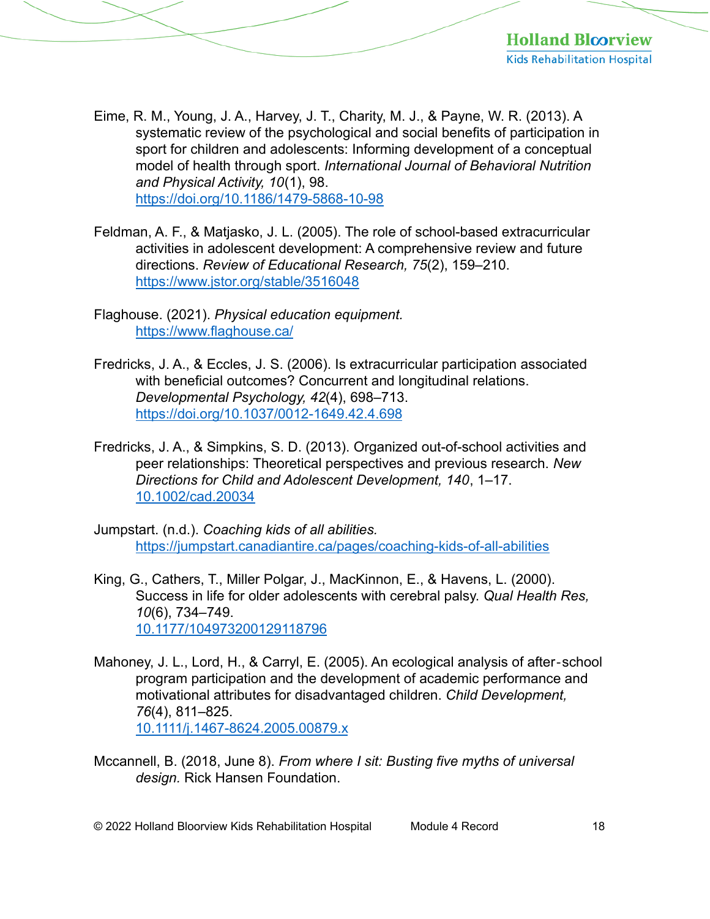Eime, R. M., Young, J. A., Harvey, J. T., Charity, M. J., & Payne, W. R. (2013). A systematic review of the psychological and social benefits of participation in sport for children and adolescents: Informing development of a conceptual model of health through sport. *International Journal of Behavioral Nutrition and Physical Activity, 10*(1), 98. https://doi.org/10.1186/1479-5868-10-98

Feldman, A. F., & Matjasko, J. L. (2005). The role of school-based extracurricular activities in adolescent development: A comprehensive review and future directions. *Review of Educational Research, 75*(2), 159–210. https://www.jstor.org/stable/3516048

Flaghouse. (2021). *Physical education equipment.* https://www.flaghouse.ca/

Fredricks, J. A., & Eccles, J. S. (2006). Is extracurricular participation associated with beneficial outcomes? Concurrent and longitudinal relations. *Developmental Psychology, 42*(4), 698–713. https://doi.org/10.1037/0012-1649.42.4.698

Fredricks, J. A., & Simpkins, S. D. (2013). Organized out-of-school activities and peer relationships: Theoretical perspectives and previous research. *New Directions for Child and Adolescent Development, 140*, 1–17. 10.1002/cad.20034

Jumpstart. (n.d.). *Coaching kids of all abilities.* https://jumpstart.canadiantire.ca/pages/coaching-kids-of-all-abilities

King, G., Cathers, T., Miller Polgar, J., MacKinnon, E., & Havens, L. (2000). Success in life for older adolescents with cerebral palsy. *Qual Health Res, 10*(6), 734–749. 10.1177/104973200129118796

Mahoney, J. L., Lord, H., & Carryl, E. (2005). An ecological analysis of after-school program participation and the development of academic performance and motivational attributes for disadvantaged children. *Child Development, 76*(4), 811–825. 10.1111/j.1467-8624.2005.00879.x

Mccannell, B. (2018, June 8). *From where I sit: Busting five myths of universal design.* Rick Hansen Foundation.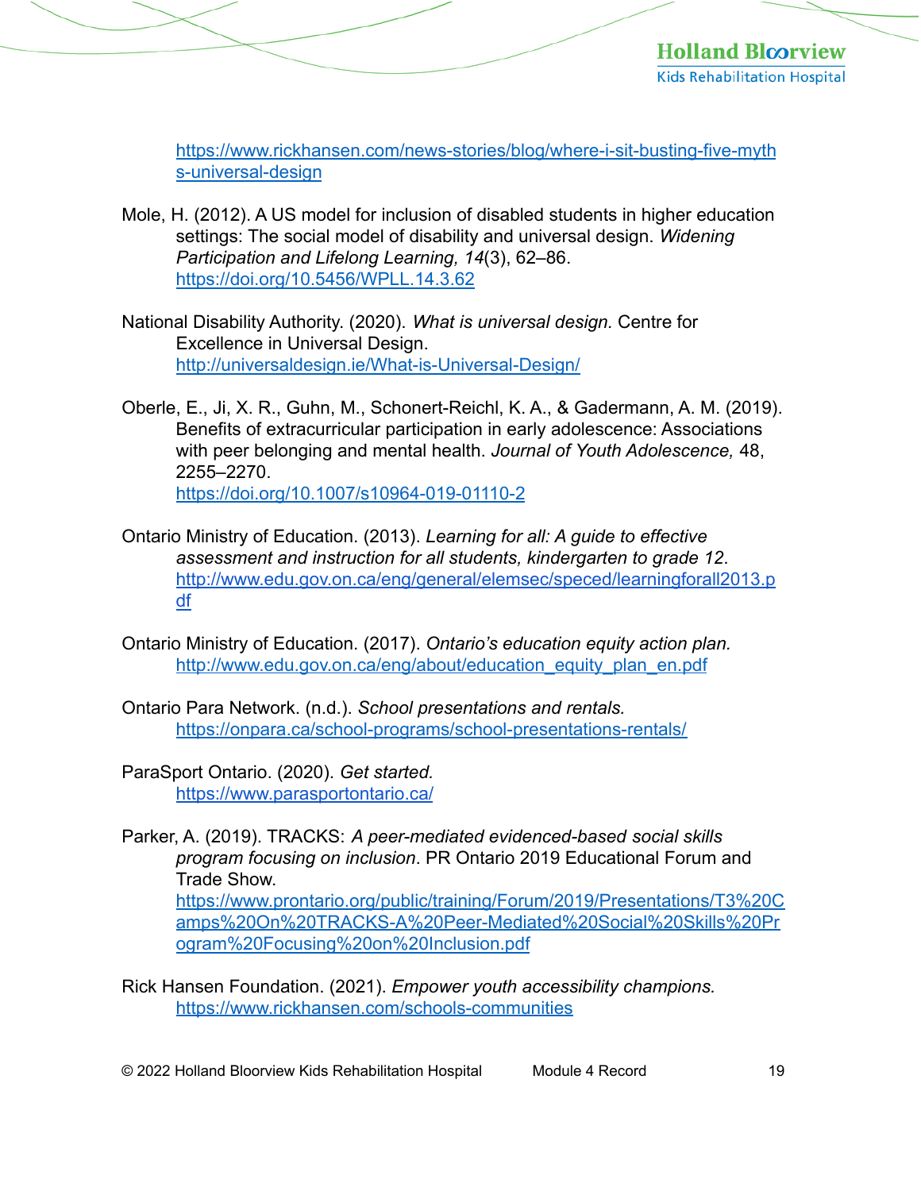https://www.rickhansen.com/news-stories/blog/where-i-sit-busting-five-myths-universal-design

Mole, H. (2012). A US model for inclusion of disabled students in higher education settings: The social model of disability and universal design. *Widening Participation and Lifelong Learning, 14*(3), 62–86. https://doi.org/10.5456/WPLL.14.3.62

National Disability Authority. (2020). *What is universal design.* Centre for Excellence in Universal Design. http://universaldesign.ie/What-is-Universal-Design/

Oberle, E., Ji, X. R., Guhn, M., Schonert-Reichl, K. A., & Gadermann, A. M. (2019). Benefits of extracurricular participation in early adolescence: Associations with peer belonging and mental health. *Journal of Youth Adolescence,* 48, 2255–2270. https://doi.org/10.1007/s10964-019-01110-2

Ontario Ministry of Education. (2013). *Learning for all: A guide to effective assessment and instruction for all students, kindergarten to grade 12*. http://www.edu.gov.on.ca/eng/general/elemsec/speced/learningforall2013.pdf

Ontario Ministry of Education. (2017). *Ontario's education equity action plan.* http://www.edu.gov.on.ca/eng/about/education_equity_plan_en.pdf

Ontario Para Network. (n.d.). *School presentations and rentals.* https://onpara.ca/school-programs/school-presentations-rentals/

ParaSport Ontario. (2020). *Get started.* https://www.parasportontario.ca/

Parker, A. (2019). TRACKS: *A peer-mediated evidenced-based social skills program focusing on inclusion*. PR Ontario 2019 Educational Forum and Trade Show. https://www.prontario.org/public/training/Forum/2019/Presentations/T3%20Camps%20On%20TRACKS-A%20Peer-Mediated%20Social%20Skills%20Program%20Focusing%20on%20Inclusion.pdf

Rick Hansen Foundation. (2021). *Empower youth accessibility champions.* https://www.rickhansen.com/schools-communities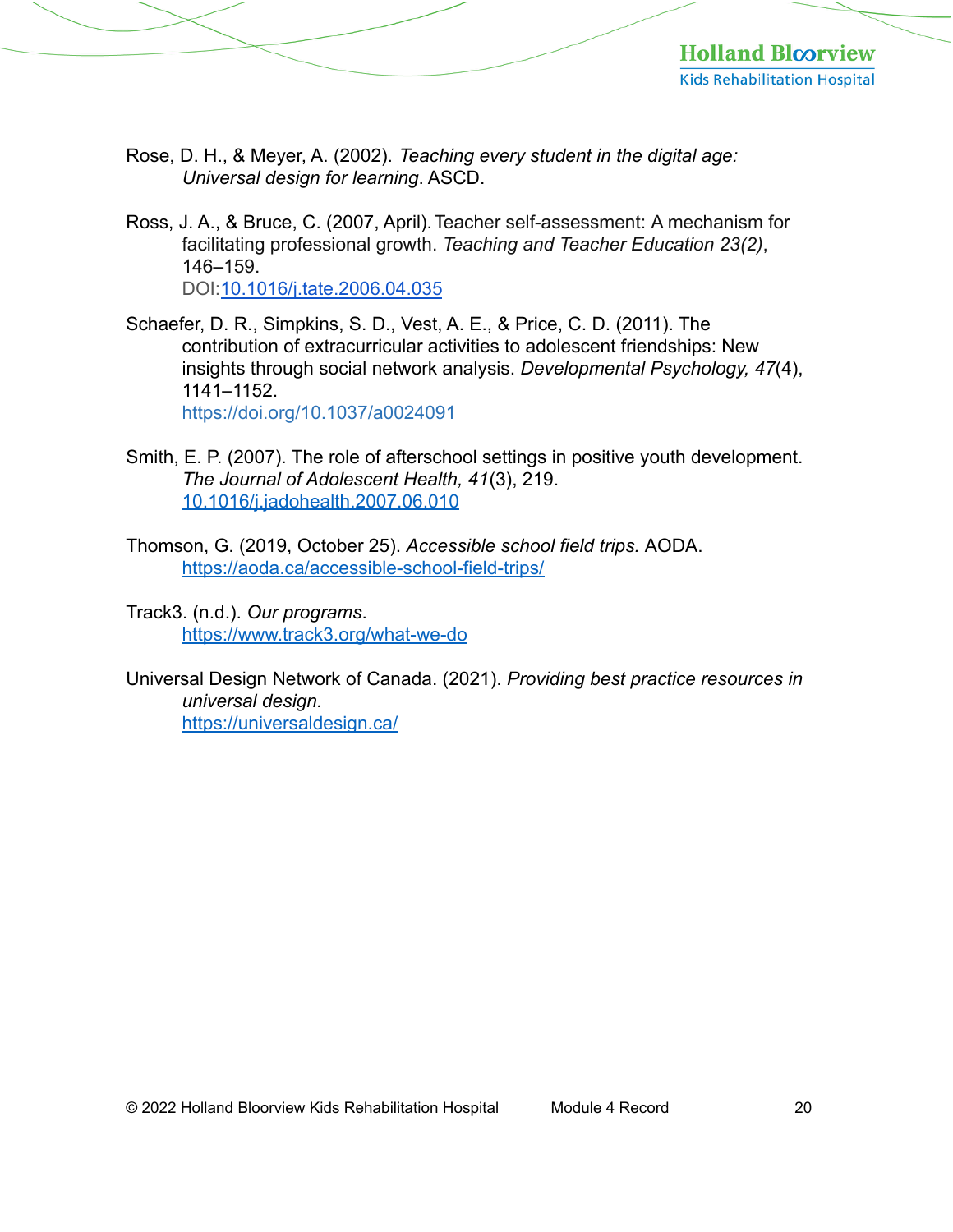Rose, D. H., & Meyer, A. (2002). *Teaching every student in the digital age: Universal design for learning*. ASCD.

Ross, J. A., & Bruce, C. (2007, April). Teacher self-assessment: A mechanism for facilitating professional growth. *Teaching and Teacher Education 23(2)*, 146–159. DOI:10.1016/j.tate.2006.04.035

Schaefer, D. R., Simpkins, S. D., Vest, A. E., & Price, C. D. (2011). The contribution of extracurricular activities to adolescent friendships: New insights through social network analysis. *Developmental Psychology, 47*(4), 1141–1152. https://doi.org/10.1037/a0024091

Smith, E. P. (2007). The role of afterschool settings in positive youth development. *The Journal of Adolescent Health, 41*(3), 219. 10.1016/j.jadohealth.2007.06.010

Thomson, G. (2019, October 25). *Accessible school field trips.* AODA. https://aoda.ca/accessible-school-field-trips/

Track3. (n.d.). *Our programs*. https://www.track3.org/what-we-do

Universal Design Network of Canada. (2021). *Providing best practice resources in universal design.* https://universaldesign.ca/